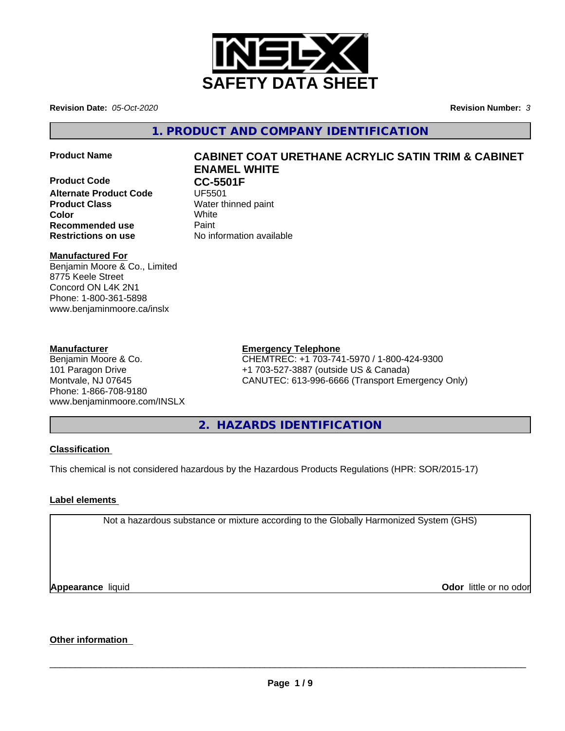# SAFETY DATA SHEET

**Revision Date:** *05-Oct-2020*

**Revision Number:** *3*

## 1. PRODUCT AND COMPANY IDENTIFICATION

| | |
|---|---|
| **Product Name** | **CABINET COAT URETHANE ACRYLIC SATIN TRIM & CABINET ENAMEL WHITE** |
| **Product Code** | **CC-5501F** |
| **Alternate Product Code** | UF5501 |
| **Product Class** | Water thinned paint |
| **Color** | White |
| **Recommended use** | Paint |
| **Restrictions on use** | No information available |

**Manufactured For**

Benjamin Moore & Co., Limited
8775 Keele Street
Concord ON L4K 2N1
Phone: 1-800-361-5898
www.benjaminmoore.ca/inslx

**Manufacturer**

Benjamin Moore & Co.
101 Paragon Drive
Montvale, NJ 07645
Phone: 1-866-708-9180
www.benjaminmoore.com/INSLX

**Emergency Telephone**

CHEMTREC: +1 703-741-5970 / 1-800-424-9300
+1 703-527-3887 (outside US & Canada)
CANUTEC: 613-996-6666 (Transport Emergency Only)

## 2. HAZARDS IDENTIFICATION

**Classification**

This chemical is not considered hazardous by the Hazardous Products Regulations (HPR: SOR/2015-17)

**Label elements**

Not a hazardous substance or mixture according to the Globally Harmonized System (GHS)

**Appearance** liquid

**Odor** little or no odor

**Other information**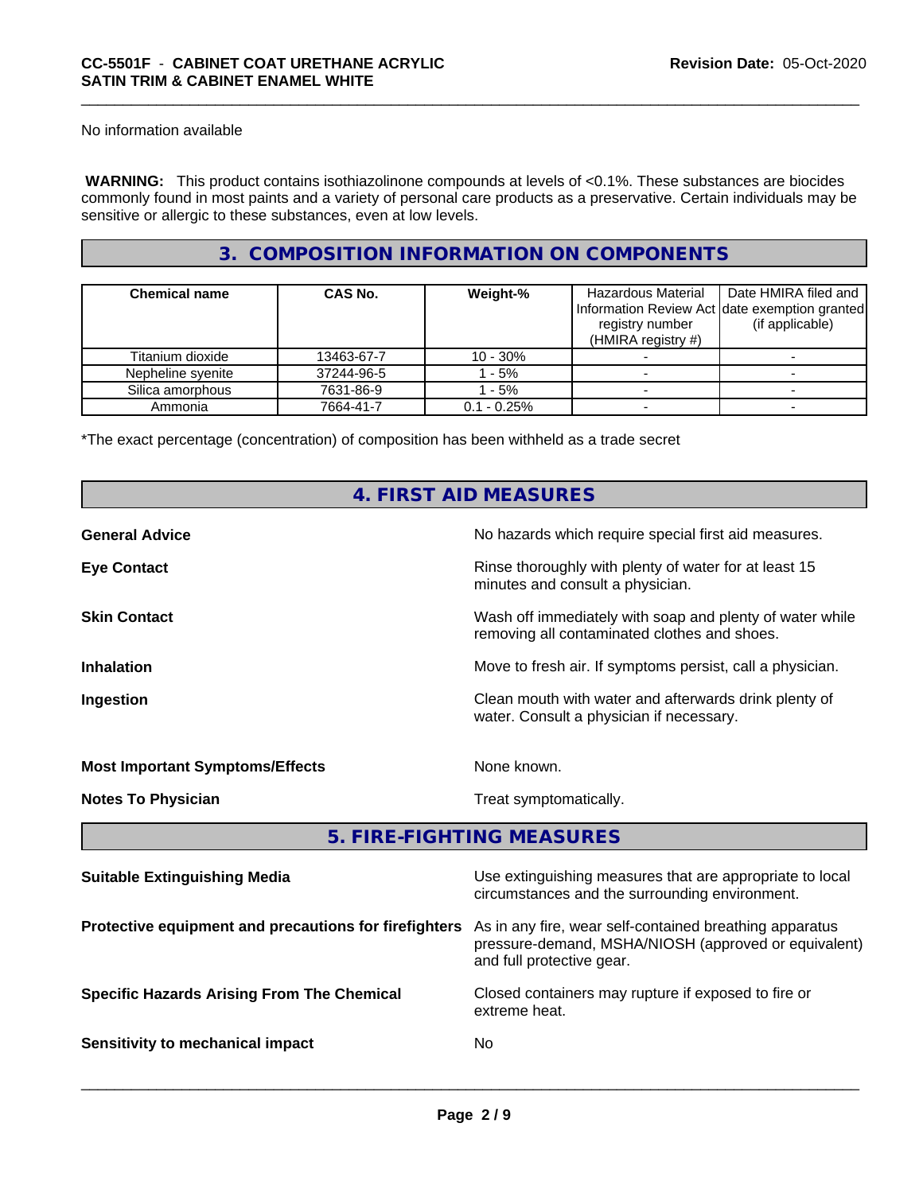No information available

**WARNING:** This product contains isothiazolinone compounds at levels of <0.1%. These substances are biocides commonly found in most paints and a variety of personal care products as a preservative. Certain individuals may be sensitive or allergic to these substances, even at low levels.

## 3. COMPOSITION INFORMATION ON COMPONENTS

| Chemical name | CAS No. | Weight-% | Hazardous Material Information Review Act registry number (HMIRA registry #) | Date HMIRA filed and date exemption granted (if applicable) |
|---|---|---|---|---|
| Titanium dioxide | 13463-67-7 | 10 - 30% | - | - |
| Nepheline syenite | 37244-96-5 | 1 - 5% | - | - |
| Silica amorphous | 7631-86-9 | 1 - 5% | - | - |
| Ammonia | 7664-41-7 | 0.1 - 0.25% | - | - |

*The exact percentage (concentration) of composition has been withheld as a trade secret

## 4. FIRST AID MEASURES

**General Advice** No hazards which require special first aid measures.

**Eye Contact** Rinse thoroughly with plenty of water for at least 15 minutes and consult a physician.

**Skin Contact** Wash off immediately with soap and plenty of water while removing all contaminated clothes and shoes.

**Inhalation** Move to fresh air. If symptoms persist, call a physician.

**Ingestion** Clean mouth with water and afterwards drink plenty of water. Consult a physician if necessary.

**Most Important Symptoms/Effects** None known.

**Notes To Physician** Treat symptomatically.

## 5. FIRE-FIGHTING MEASURES

**Suitable Extinguishing Media** Use extinguishing measures that are appropriate to local circumstances and the surrounding environment.

**Protective equipment and precautions for firefighters** As in any fire, wear self-contained breathing apparatus pressure-demand, MSHA/NIOSH (approved or equivalent) and full protective gear.

**Specific Hazards Arising From The Chemical** Closed containers may rupture if exposed to fire or extreme heat.

**Sensitivity to mechanical impact** No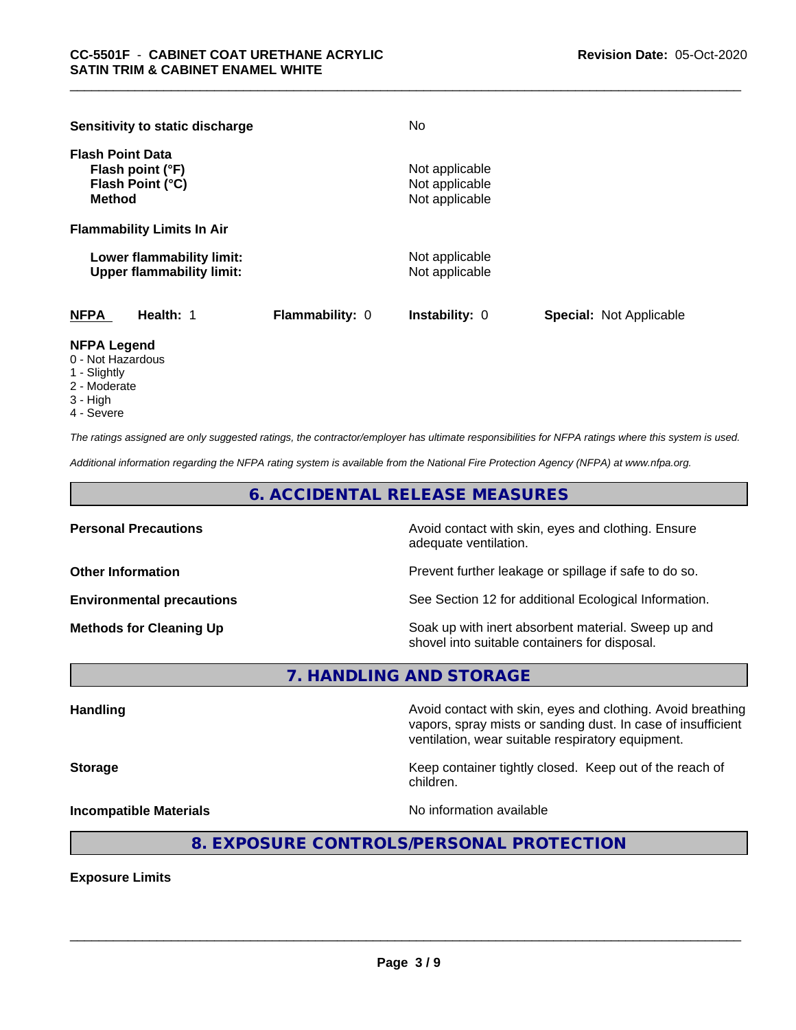**Sensitivity to static discharge** No

**Flash Point Data**

| | |
|---|---|
| **Flash point (°F)** | Not applicable |
| **Flash Point (°C)** | Not applicable |
| **Method** | Not applicable |

**Flammability Limits In Air**

| | |
|---|---|
| **Lower flammability limit:** | Not applicable |
| **Upper flammability limit:** | Not applicable |

| NFPA | Health: 1 | Flammability: 0 | Instability: 0 | Special: Not Applicable |
|---|---|---|---|---|

**NFPA Legend**
0 - Not Hazardous
1 - Slightly
2 - Moderate
3 - High
4 - Severe

*The ratings assigned are only suggested ratings, the contractor/employer has ultimate responsibilities for NFPA ratings where this system is used.*

*Additional information regarding the NFPA rating system is available from the National Fire Protection Agency (NFPA) at www.nfpa.org.*

## 6. ACCIDENTAL RELEASE MEASURES

| | |
|---|---|
| **Personal Precautions** | Avoid contact with skin, eyes and clothing. Ensure adequate ventilation. |
| **Other Information** | Prevent further leakage or spillage if safe to do so. |
| **Environmental precautions** | See Section 12 for additional Ecological Information. |
| **Methods for Cleaning Up** | Soak up with inert absorbent material. Sweep up and shovel into suitable containers for disposal. |

## 7. HANDLING AND STORAGE

| | |
|---|---|
| **Handling** | Avoid contact with skin, eyes and clothing. Avoid breathing vapors, spray mists or sanding dust. In case of insufficient ventilation, wear suitable respiratory equipment. |
| **Storage** | Keep container tightly closed. Keep out of the reach of children. |
| **Incompatible Materials** | No information available |

## 8. EXPOSURE CONTROLS/PERSONAL PROTECTION

**Exposure Limits**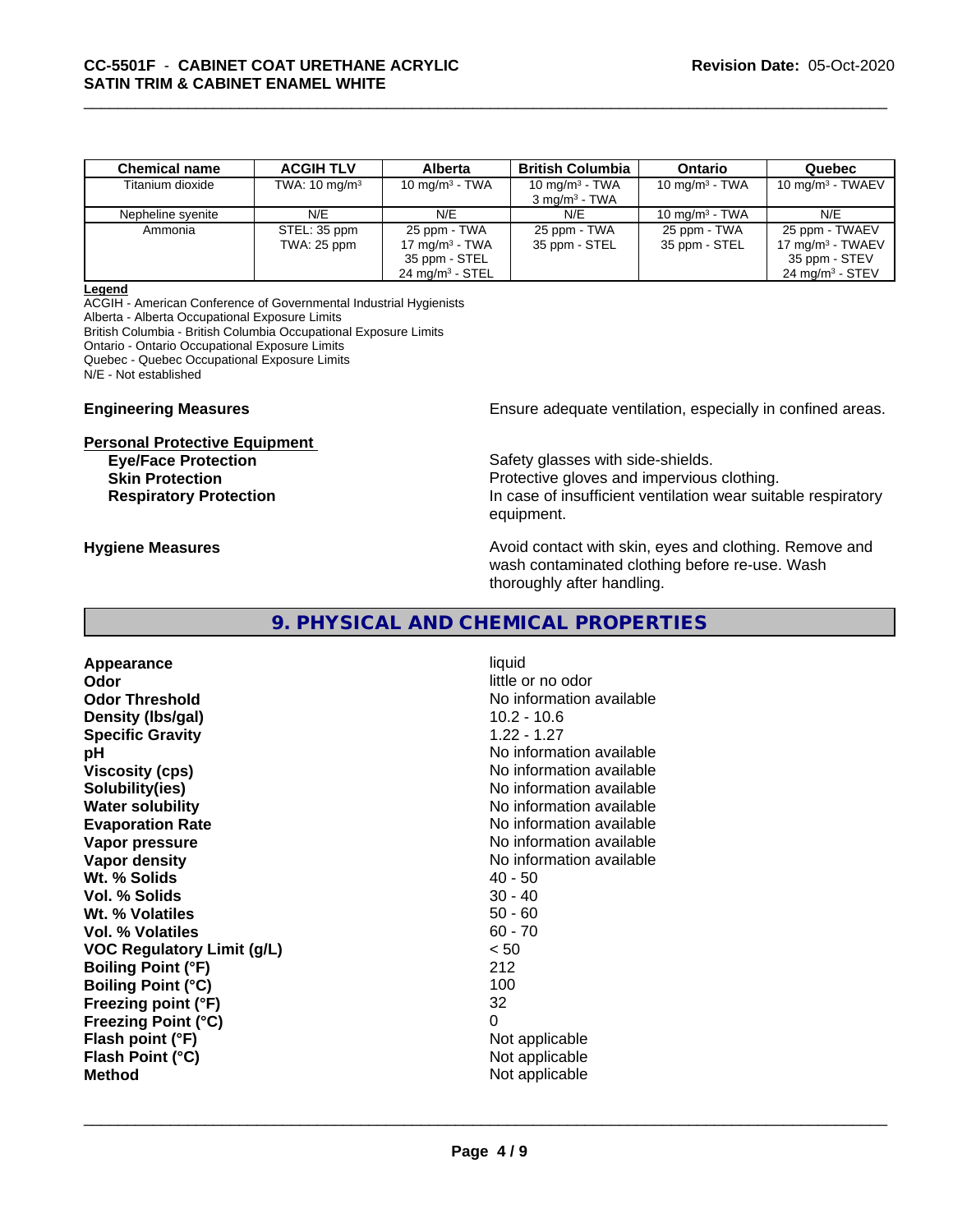| Chemical name | ACGIH TLV | Alberta | British Columbia | Ontario | Quebec |
| --- | --- | --- | --- | --- | --- |
| Titanium dioxide | TWA: 10 mg/m³ | 10 mg/m³ - TWA | 10 mg/m³ - TWA<br>3 mg/m³ - TWA | 10 mg/m³ - TWA | 10 mg/m³ - TWAEV |
| Nepheline syenite | N/E | N/E | N/E | 10 mg/m³ - TWA | N/E |
| Ammonia | STEL: 35 ppm<br>TWA: 25 ppm | 25 ppm - TWA<br>17 mg/m³ - TWA<br>35 ppm - STEL<br>24 mg/m³ - STEL | 25 ppm - TWA<br>35 ppm - STEL | 25 ppm - TWA<br>35 ppm - STEL | 25 ppm - TWAEV<br>17 mg/m³ - TWAEV<br>35 ppm - STEV<br>24 mg/m³ - STEV |

**Legend**
ACGIH - American Conference of Governmental Industrial Hygienists
Alberta - Alberta Occupational Exposure Limits
British Columbia - British Columbia Occupational Exposure Limits
Ontario - Ontario Occupational Exposure Limits
Quebec - Quebec Occupational Exposure Limits
N/E - Not established

**Engineering Measures** Ensure adequate ventilation, especially in confined areas.

**Personal Protective Equipment**

**Eye/Face Protection** Safety glasses with side-shields.

**Skin Protection** Protective gloves and impervious clothing.

**Respiratory Protection** In case of insufficient ventilation wear suitable respiratory equipment.

**Hygiene Measures** Avoid contact with skin, eyes and clothing. Remove and wash contaminated clothing before re-use. Wash thoroughly after handling.

## 9. PHYSICAL AND CHEMICAL PROPERTIES

| | |
| --- | --- |
| **Appearance** | liquid |
| **Odor** | little or no odor |
| **Odor Threshold** | No information available |
| **Density (lbs/gal)** | 10.2 - 10.6 |
| **Specific Gravity** | 1.22 - 1.27 |
| **pH** | No information available |
| **Viscosity (cps)** | No information available |
| **Solubility(ies)** | No information available |
| **Water solubility** | No information available |
| **Evaporation Rate** | No information available |
| **Vapor pressure** | No information available |
| **Vapor density** | No information available |
| **Wt. % Solids** | 40 - 50 |
| **Vol. % Solids** | 30 - 40 |
| **Wt. % Volatiles** | 50 - 60 |
| **Vol. % Volatiles** | 60 - 70 |
| **VOC Regulatory Limit (g/L)** | < 50 |
| **Boiling Point (°F)** | 212 |
| **Boiling Point (°C)** | 100 |
| **Freezing point (°F)** | 32 |
| **Freezing Point (°C)** | 0 |
| **Flash point (°F)** | Not applicable |
| **Flash Point (°C)** | Not applicable |
| **Method** | Not applicable |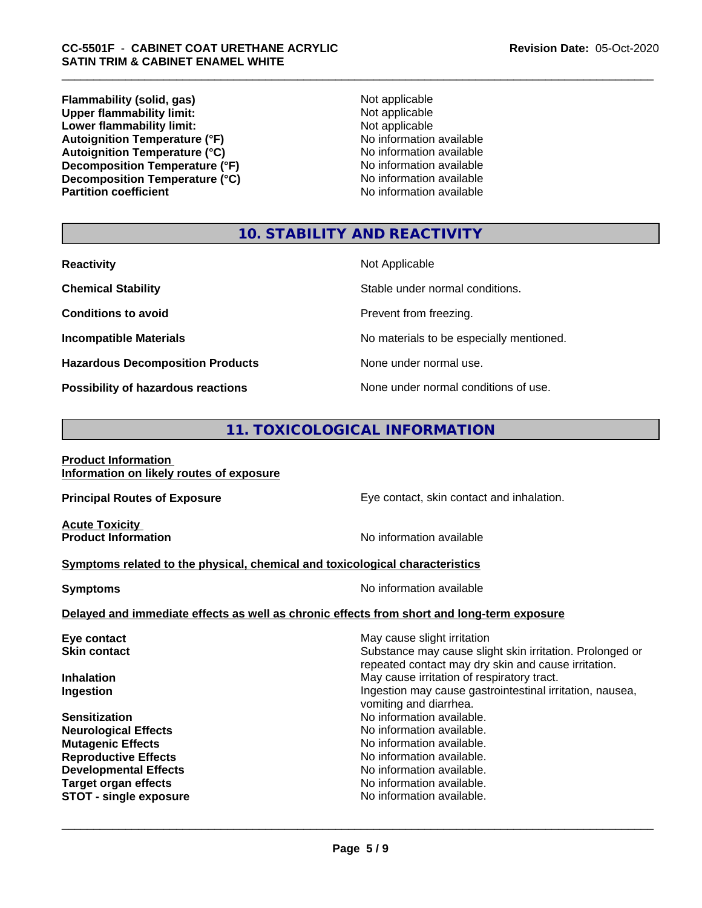| | |
|---|---|
| **Flammability (solid, gas)** | Not applicable |
| **Upper flammability limit:** | Not applicable |
| **Lower flammability limit:** | Not applicable |
| **Autoignition Temperature (°F)** | No information available |
| **Autoignition Temperature (°C)** | No information available |
| **Decomposition Temperature (°F)** | No information available |
| **Decomposition Temperature (°C)** | No information available |
| **Partition coefficient** | No information available |

## 10. STABILITY AND REACTIVITY

| | |
|---|---|
| **Reactivity** | Not Applicable |
| **Chemical Stability** | Stable under normal conditions. |
| **Conditions to avoid** | Prevent from freezing. |
| **Incompatible Materials** | No materials to be especially mentioned. |
| **Hazardous Decomposition Products** | None under normal use. |
| **Possibility of hazardous reactions** | None under normal conditions of use. |

## 11. TOXICOLOGICAL INFORMATION

**Product Information**
**Information on likely routes of exposure**

**Principal Routes of Exposure** — Eye contact, skin contact and inhalation.

**Acute Toxicity**
**Product Information** — No information available

**Symptoms related to the physical, chemical and toxicological characteristics**

**Symptoms** — No information available

**Delayed and immediate effects as well as chronic effects from short and long-term exposure**

| | |
|---|---|
| **Eye contact** | May cause slight irritation |
| **Skin contact** | Substance may cause slight skin irritation. Prolonged or repeated contact may dry skin and cause irritation. |
| **Inhalation** | May cause irritation of respiratory tract. |
| **Ingestion** | Ingestion may cause gastrointestinal irritation, nausea, vomiting and diarrhea. |
| **Sensitization** | No information available. |
| **Neurological Effects** | No information available. |
| **Mutagenic Effects** | No information available. |
| **Reproductive Effects** | No information available. |
| **Developmental Effects** | No information available. |
| **Target organ effects** | No information available. |
| **STOT - single exposure** | No information available. |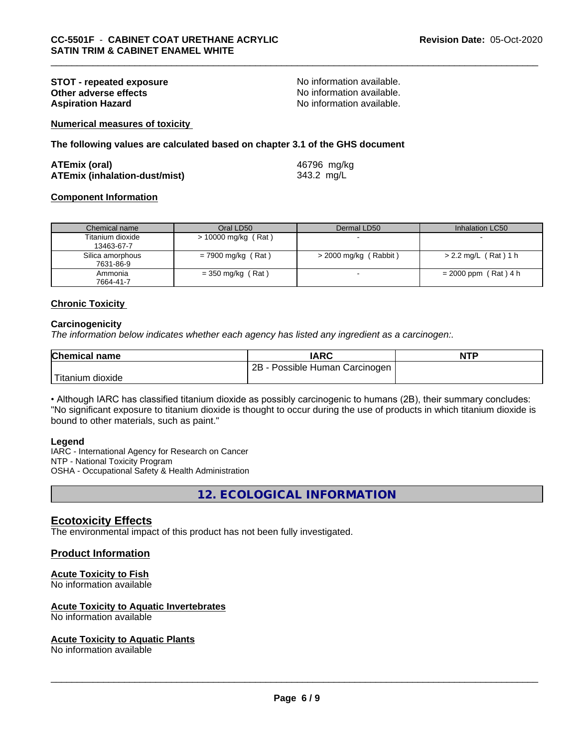**STOT - repeated exposure** No information available.
**Other adverse effects** No information available.
**Aspiration Hazard** No information available.

**Numerical measures of toxicity**

**The following values are calculated based on chapter 3.1 of the GHS document**

**ATEmix (oral)** 46796 mg/kg
**ATEmix (inhalation-dust/mist)** 343.2 mg/L

**Component Information**

| Chemical name | Oral LD50 | Dermal LD50 | Inhalation LC50 |
|---|---|---|---|
| Titanium dioxide 13463-67-7 | > 10000 mg/kg ( Rat ) | - | - |
| Silica amorphous 7631-86-9 | = 7900 mg/kg ( Rat ) | > 2000 mg/kg ( Rabbit ) | > 2.2 mg/L ( Rat ) 1 h |
| Ammonia 7664-41-7 | = 350 mg/kg ( Rat ) | - | = 2000 ppm ( Rat ) 4 h |

**Chronic Toxicity**

**Carcinogenicity**

*The information below indicates whether each agency has listed any ingredient as a carcinogen:.*

| Chemical name | IARC | NTP |
|---|---|---|
| Titanium dioxide | 2B - Possible Human Carcinogen | |

• Although IARC has classified titanium dioxide as possibly carcinogenic to humans (2B), their summary concludes: "No significant exposure to titanium dioxide is thought to occur during the use of products in which titanium dioxide is bound to other materials, such as paint."

**Legend**

IARC - International Agency for Research on Cancer
NTP - National Toxicity Program
OSHA - Occupational Safety & Health Administration

## 12. ECOLOGICAL INFORMATION

### Ecotoxicity Effects

The environmental impact of this product has not been fully investigated.

### Product Information

**Acute Toxicity to Fish**

No information available

**Acute Toxicity to Aquatic Invertebrates**

No information available

**Acute Toxicity to Aquatic Plants**

No information available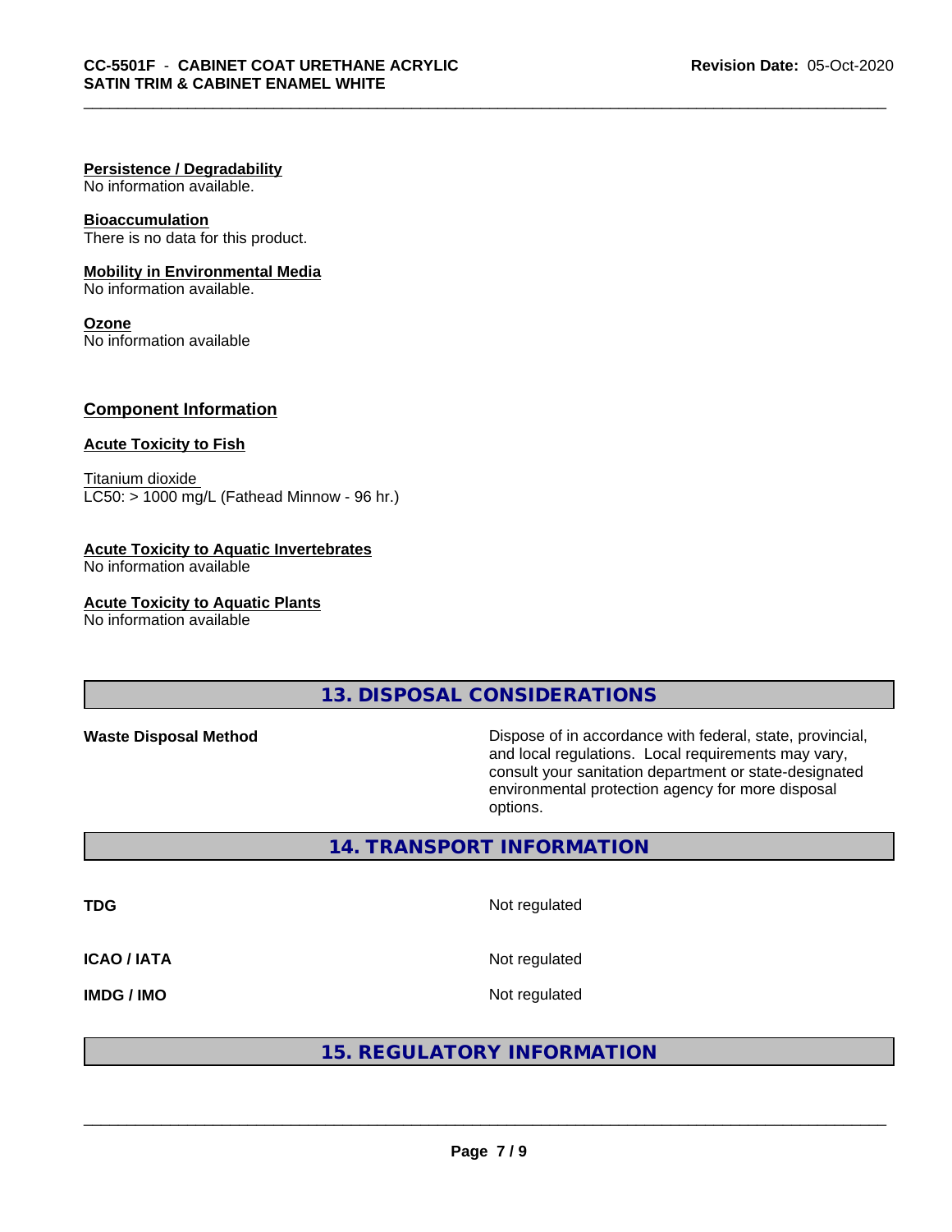**Persistence / Degradability**
No information available.

**Bioaccumulation**
There is no data for this product.

**Mobility in Environmental Media**
No information available.

**Ozone**
No information available

## Component Information

**Acute Toxicity to Fish**

Titanium dioxide
LC50: > 1000 mg/L (Fathead Minnow - 96 hr.)

**Acute Toxicity to Aquatic Invertebrates**
No information available

**Acute Toxicity to Aquatic Plants**
No information available

## 13. DISPOSAL CONSIDERATIONS

**Waste Disposal Method** Dispose of in accordance with federal, state, provincial, and local regulations. Local requirements may vary, consult your sanitation department or state-designated environmental protection agency for more disposal options.

## 14. TRANSPORT INFORMATION

| | |
|---|---|
| **TDG** | Not regulated |
| **ICAO / IATA** | Not regulated |
| **IMDG / IMO** | Not regulated |

## 15. REGULATORY INFORMATION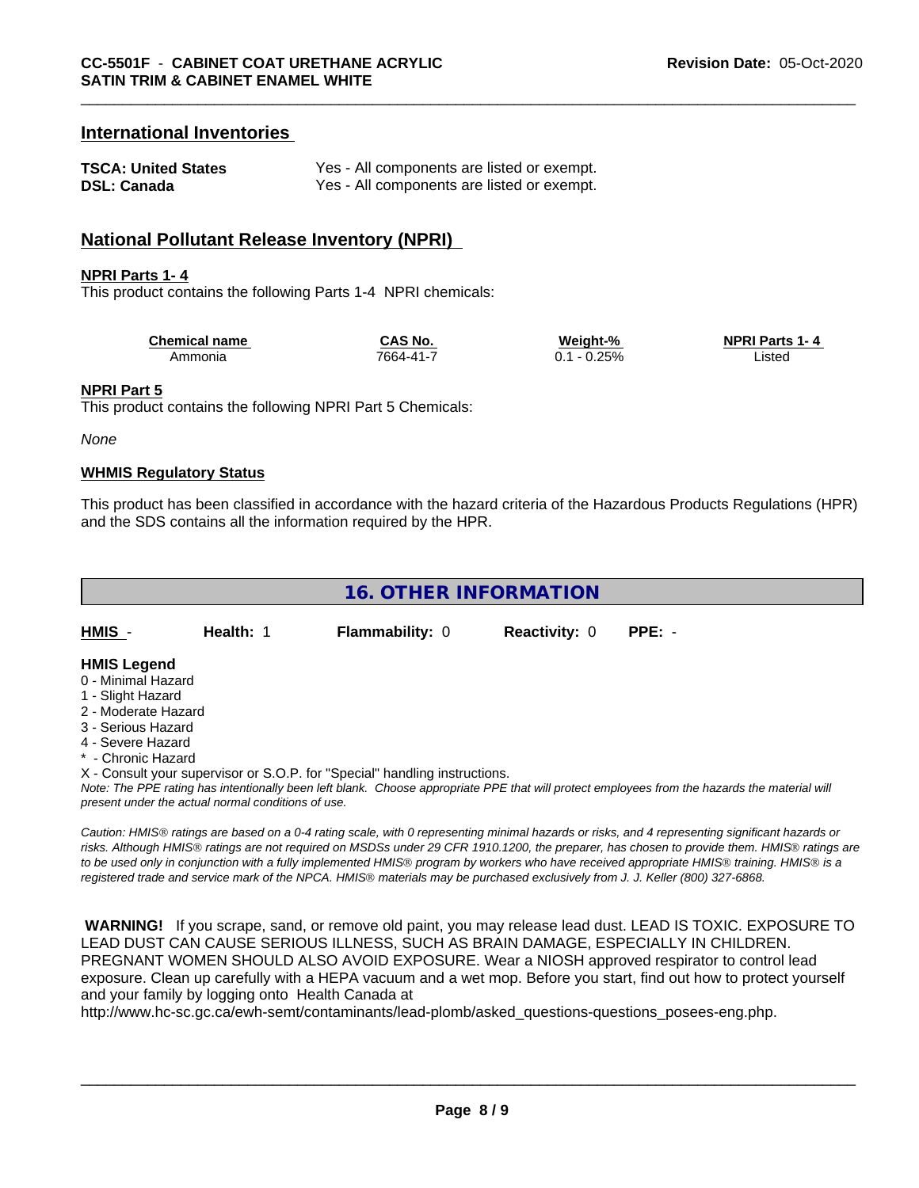## International Inventories

| | |
|---|---|
| **TSCA: United States** | Yes - All components are listed or exempt. |
| **DSL: Canada** | Yes - All components are listed or exempt. |

## National Pollutant Release Inventory (NPRI)

**NPRI Parts 1- 4**

This product contains the following Parts 1-4 NPRI chemicals:

| Chemical name | CAS No. | Weight-% | NPRI Parts 1- 4 |
|---|---|---|---|
| Ammonia | 7664-41-7 | 0.1 - 0.25% | Listed |

**NPRI Part 5**

This product contains the following NPRI Part 5 Chemicals:

*None*

**WHMIS Regulatory Status**

This product has been classified in accordance with the hazard criteria of the Hazardous Products Regulations (HPR) and the SDS contains all the information required by the HPR.

# 16. OTHER INFORMATION

| HMIS - | Health: 1 | Flammability: 0 | Reactivity: 0 | PPE: - |
|---|---|---|---|---|

**HMIS Legend**

0 - Minimal Hazard
1 - Slight Hazard
2 - Moderate Hazard
3 - Serious Hazard
4 - Severe Hazard
* - Chronic Hazard
X - Consult your supervisor or S.O.P. for "Special" handling instructions.

*Note: The PPE rating has intentionally been left blank. Choose appropriate PPE that will protect employees from the hazards the material will present under the actual normal conditions of use.*

*Caution: HMIS® ratings are based on a 0-4 rating scale, with 0 representing minimal hazards or risks, and 4 representing significant hazards or risks. Although HMIS® ratings are not required on MSDSs under 29 CFR 1910.1200, the preparer, has chosen to provide them. HMIS® ratings are to be used only in conjunction with a fully implemented HMIS® program by workers who have received appropriate HMIS® training. HMIS® is a registered trade and service mark of the NPCA. HMIS® materials may be purchased exclusively from J. J. Keller (800) 327-6868.*

**WARNING!** If you scrape, sand, or remove old paint, you may release lead dust. LEAD IS TOXIC. EXPOSURE TO LEAD DUST CAN CAUSE SERIOUS ILLNESS, SUCH AS BRAIN DAMAGE, ESPECIALLY IN CHILDREN. PREGNANT WOMEN SHOULD ALSO AVOID EXPOSURE. Wear a NIOSH approved respirator to control lead exposure. Clean up carefully with a HEPA vacuum and a wet mop. Before you start, find out how to protect yourself and your family by logging onto Health Canada at http://www.hc-sc.gc.ca/ewh-semt/contaminants/lead-plomb/asked_questions-questions_posees-eng.php.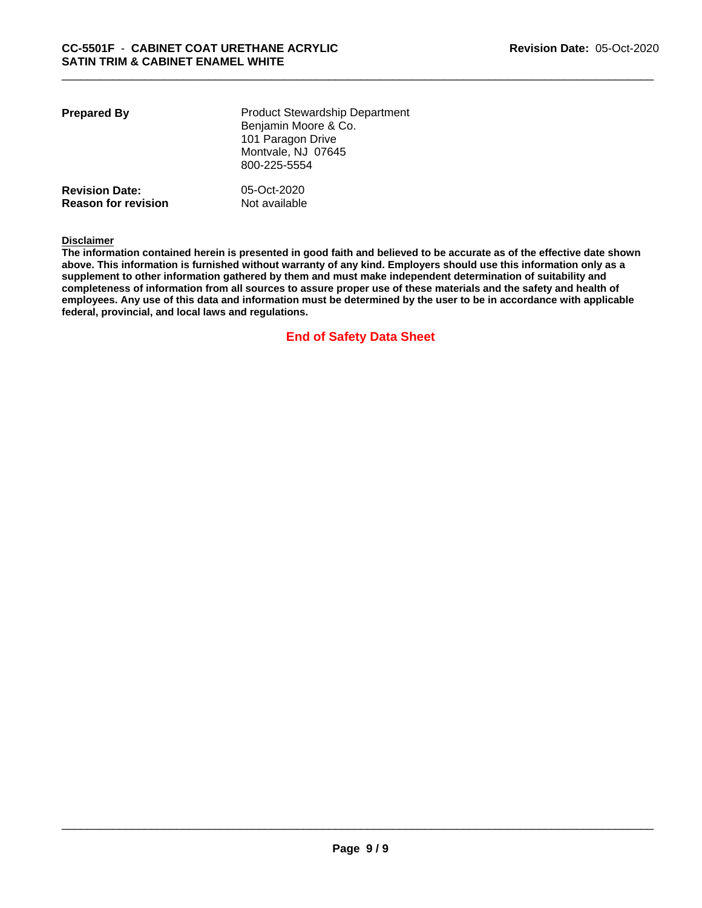| | |
|---|---|
| **Prepared By** | Product Stewardship Department<br>Benjamin Moore & Co.<br>101 Paragon Drive<br>Montvale, NJ 07645<br>800-225-5554 |
| **Revision Date:** | 05-Oct-2020 |
| **Reason for revision** | Not available |

**Disclaimer**

**The information contained herein is presented in good faith and believed to be accurate as of the effective date shown above. This information is furnished without warranty of any kind. Employers should use this information only as a supplement to other information gathered by them and must make independent determination of suitability and completeness of information from all sources to assure proper use of these materials and the safety and health of employees. Any use of this data and information must be determined by the user to be in accordance with applicable federal, provincial, and local laws and regulations.**

**End of Safety Data Sheet**